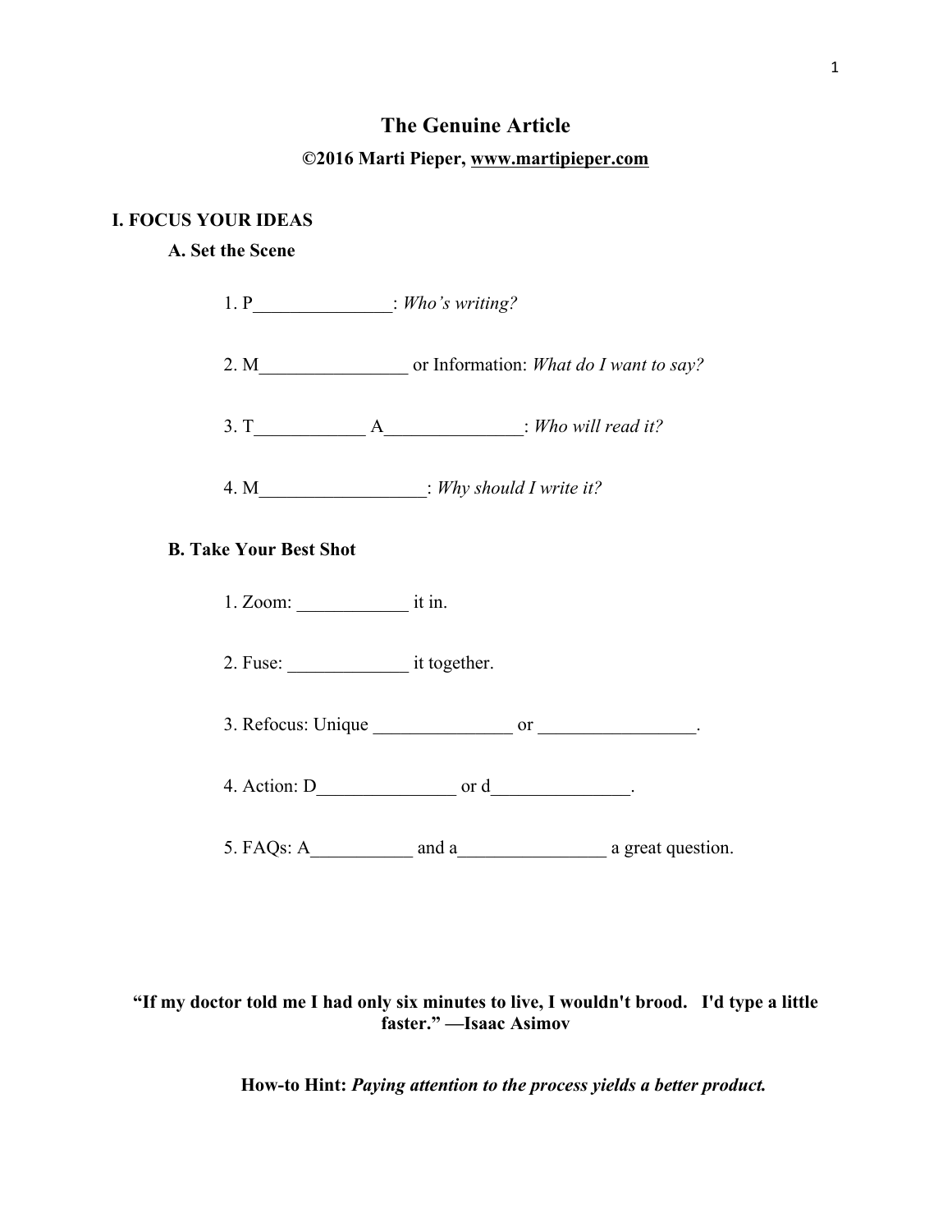# The Genuine Article

**©2016 Marti Pieper, www.martipieper.com**

## I. FOCUS YOUR IDEAS

### A. Set the Scene

1. P_______________: *Who's writing?*

2. M________________ or Information: *What do I want to say?*

3. T____________ A_______________: *Who will read it?*

4. M__________________: *Why should I write it?*

### B. Take Your Best Shot

1. Zoom: ____________ it in.

2. Fuse: _____________ it together.

3. Refocus: Unique _______________ or _________________.

4. Action: D_______________ or d_______________.

5. FAQs: A___________ and a________________ a great question.

**"If my doctor told me I had only six minutes to live, I wouldn't brood. I'd type a little faster." —Isaac Asimov**

**How-to Hint:** ***Paying attention to the process yields a better product.***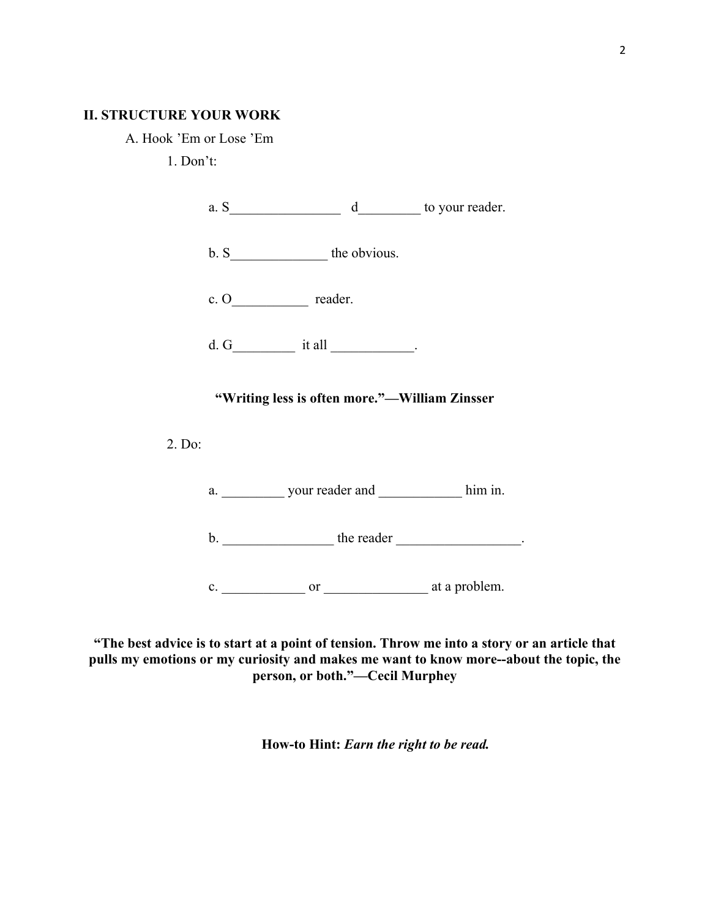## II. STRUCTURE YOUR WORK

A. Hook 'Em or Lose 'Em

1. Don't:

a. S________________ d_________ to your reader.

b. S______________ the obvious.

c. O___________ reader.

d. G_________ it all ____________.

**"Writing less is often more."—William Zinsser**

2. Do:

a. _________ your reader and ____________ him in.

b. ________________ the reader __________________.

c. ____________ or _______________ at a problem.

**"The best advice is to start at a point of tension. Throw me into a story or an article that pulls my emotions or my curiosity and makes me want to know more--about the topic, the person, or both."—Cecil Murphey**

**How-to Hint:** ***Earn the right to be read.***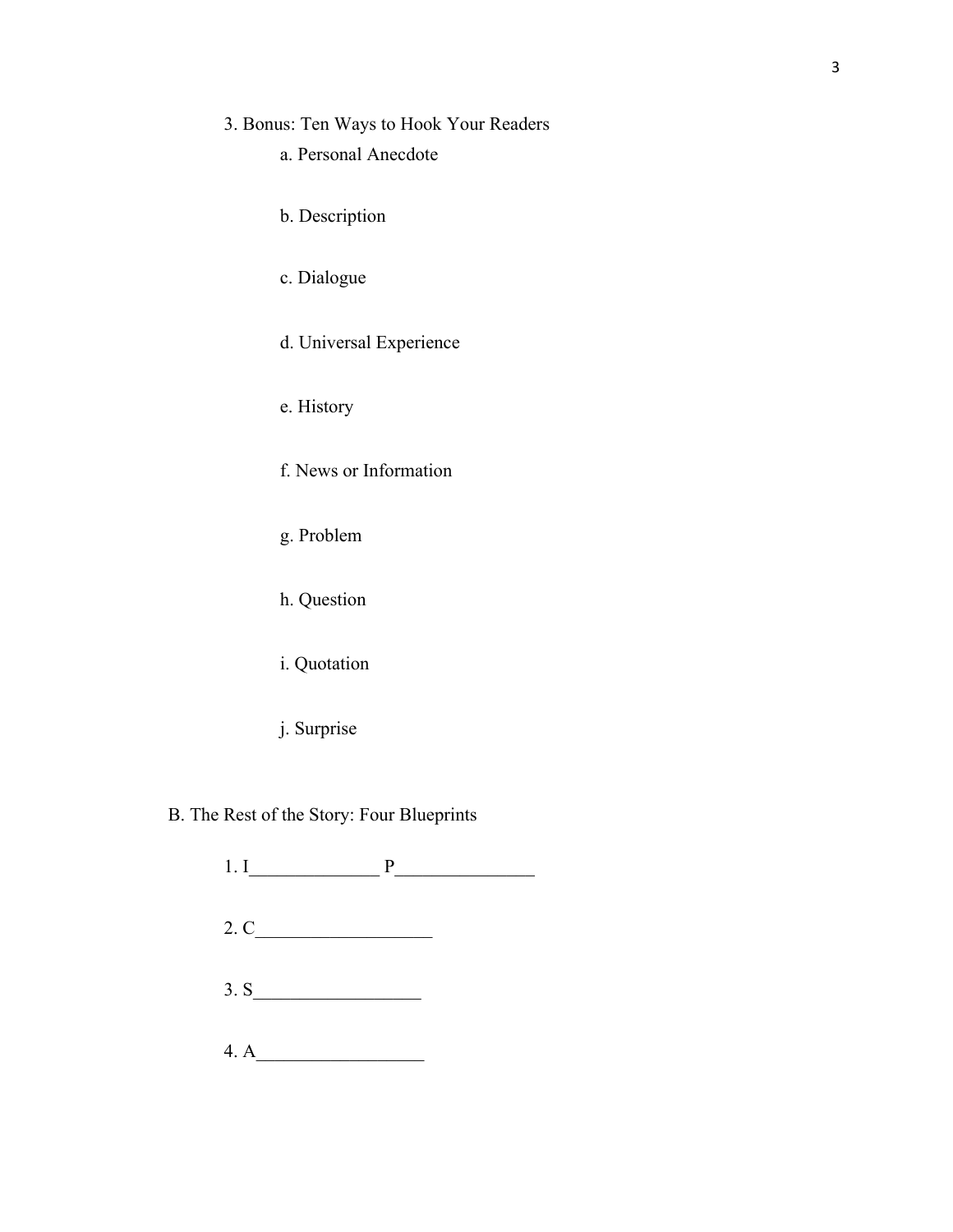3. Bonus: Ten Ways to Hook Your Readers

   a. Personal Anecdote

   b. Description

   c. Dialogue

   d. Universal Experience

   e. History

   f. News or Information

   g. Problem

   h. Question

   i. Quotation

   j. Surprise

B. The Rest of the Story: Four Blueprints

1. I______________ P_______________

2. C___________________

3. S__________________

4. A__________________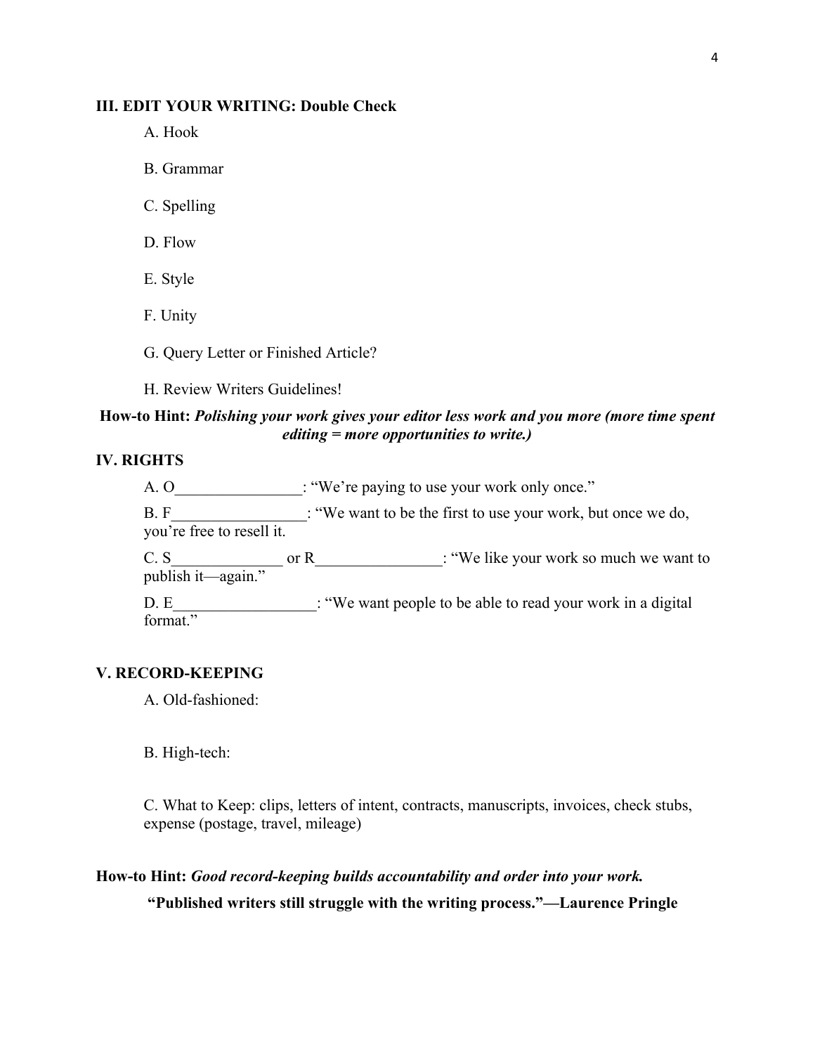### III. EDIT YOUR WRITING: Double Check

A. Hook

B. Grammar

C. Spelling

D. Flow

E. Style

F. Unity

G. Query Letter or Finished Article?

H. Review Writers Guidelines!

**How-to Hint:** ***Polishing your work gives your editor less work and you more (more time spent editing = more opportunities to write.)***

### IV. RIGHTS

A. O________________: "We're paying to use your work only once."

B. F_________________: "We want to be the first to use your work, but once we do, you're free to resell it.

C. S______________ or R________________: "We like your work so much we want to publish it—again."

D. E__________________: "We want people to be able to read your work in a digital format."

### V. RECORD-KEEPING

A. Old-fashioned:

B. High-tech:

C. What to Keep: clips, letters of intent, contracts, manuscripts, invoices, check stubs, expense (postage, travel, mileage)

**How-to Hint:** ***Good record-keeping builds accountability and order into your work.***

**"Published writers still struggle with the writing process."—Laurence Pringle**